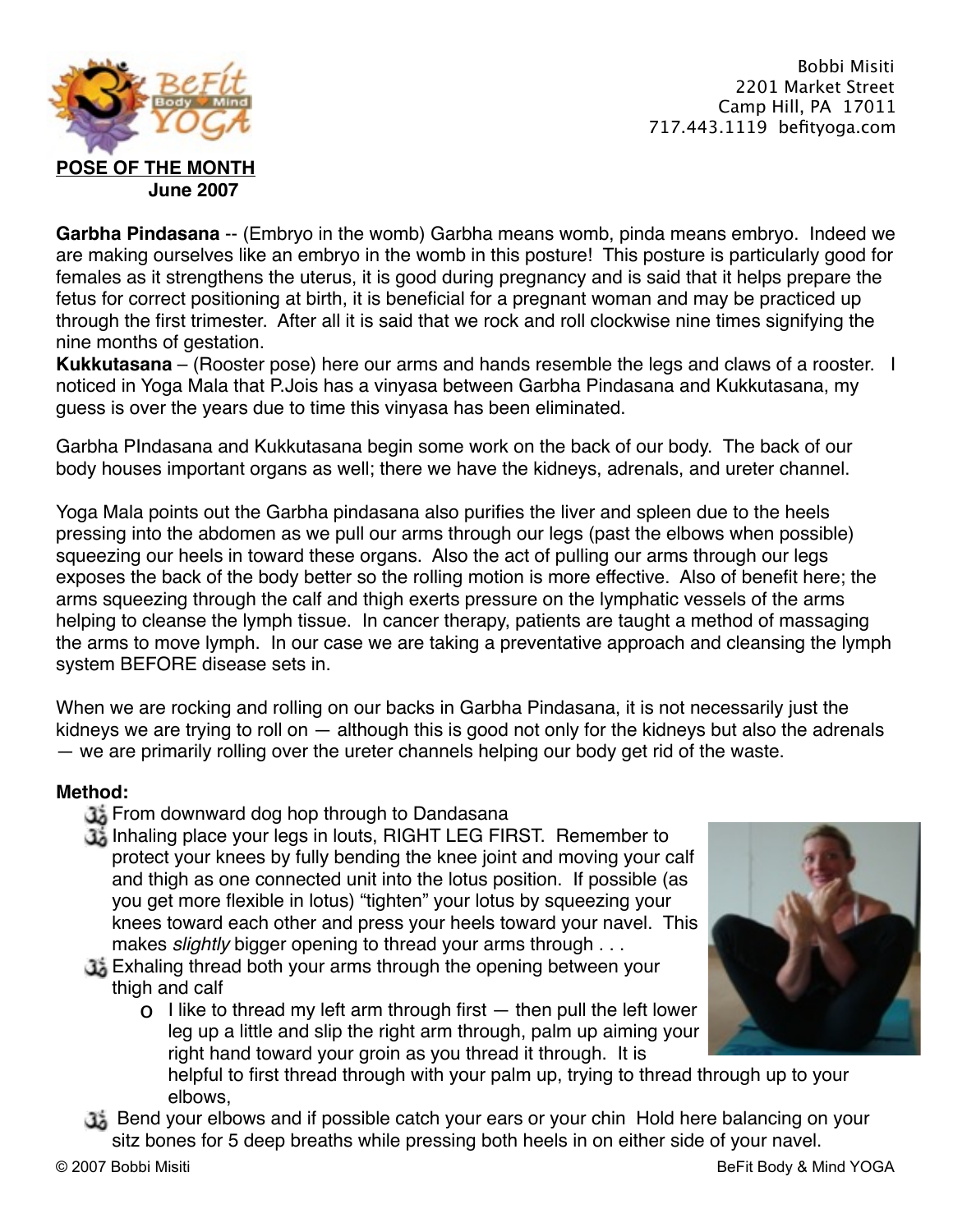Bobbi Misiti
2201 Market Street
Camp Hill, PA 17011
717.443.1119 befityoga.com

**POSE OF THE MONTH**
**June 2007**

**Garbha Pindasana** -- (Embryo in the womb) Garbha means womb, pinda means embryo. Indeed we are making ourselves like an embryo in the womb in this posture! This posture is particularly good for females as it strengthens the uterus, it is good during pregnancy and is said that it helps prepare the fetus for correct positioning at birth, it is beneficial for a pregnant woman and may be practiced up through the first trimester. After all it is said that we rock and roll clockwise nine times signifying the nine months of gestation.
**Kukkutasana** – (Rooster pose) here our arms and hands resemble the legs and claws of a rooster. I noticed in Yoga Mala that P.Jois has a vinyasa between Garbha Pindasana and Kukkutasana, my guess is over the years due to time this vinyasa has been eliminated.

Garbha PIndasana and Kukkutasana begin some work on the back of our body. The back of our body houses important organs as well; there we have the kidneys, adrenals, and ureter channel.

Yoga Mala points out the Garbha pindasana also purifies the liver and spleen due to the heels pressing into the abdomen as we pull our arms through our legs (past the elbows when possible) squeezing our heels in toward these organs. Also the act of pulling our arms through our legs exposes the back of the body better so the rolling motion is more effective. Also of benefit here; the arms squeezing through the calf and thigh exerts pressure on the lymphatic vessels of the arms helping to cleanse the lymph tissue. In cancer therapy, patients are taught a method of massaging the arms to move lymph. In our case we are taking a preventative approach and cleansing the lymph system BEFORE disease sets in.

When we are rocking and rolling on our backs in Garbha Pindasana, it is not necessarily just the kidneys we are trying to roll on — although this is good not only for the kidneys but also the adrenals — we are primarily rolling over the ureter channels helping our body get rid of the waste.

**Method:**

- From downward dog hop through to Dandasana
- Inhaling place your legs in louts, RIGHT LEG FIRST. Remember to protect your knees by fully bending the knee joint and moving your calf and thigh as one connected unit into the lotus position. If possible (as you get more flexible in lotus) "tighten" your lotus by squeezing your knees toward each other and press your heels toward your navel. This makes *slightly* bigger opening to thread your arms through . . .
- Exhaling thread both your arms through the opening between your thigh and calf
    - I like to thread my left arm through first — then pull the left lower leg up a little and slip the right arm through, palm up aiming your right hand toward your groin as you thread it through. It is helpful to first thread through with your palm up, trying to thread through up to your elbows,
- Bend your elbows and if possible catch your ears or your chin Hold here balancing on your sitz bones for 5 deep breaths while pressing both heels in on either side of your navel.

© 2007 Bobbi Misiti BeFit Body & Mind YOGA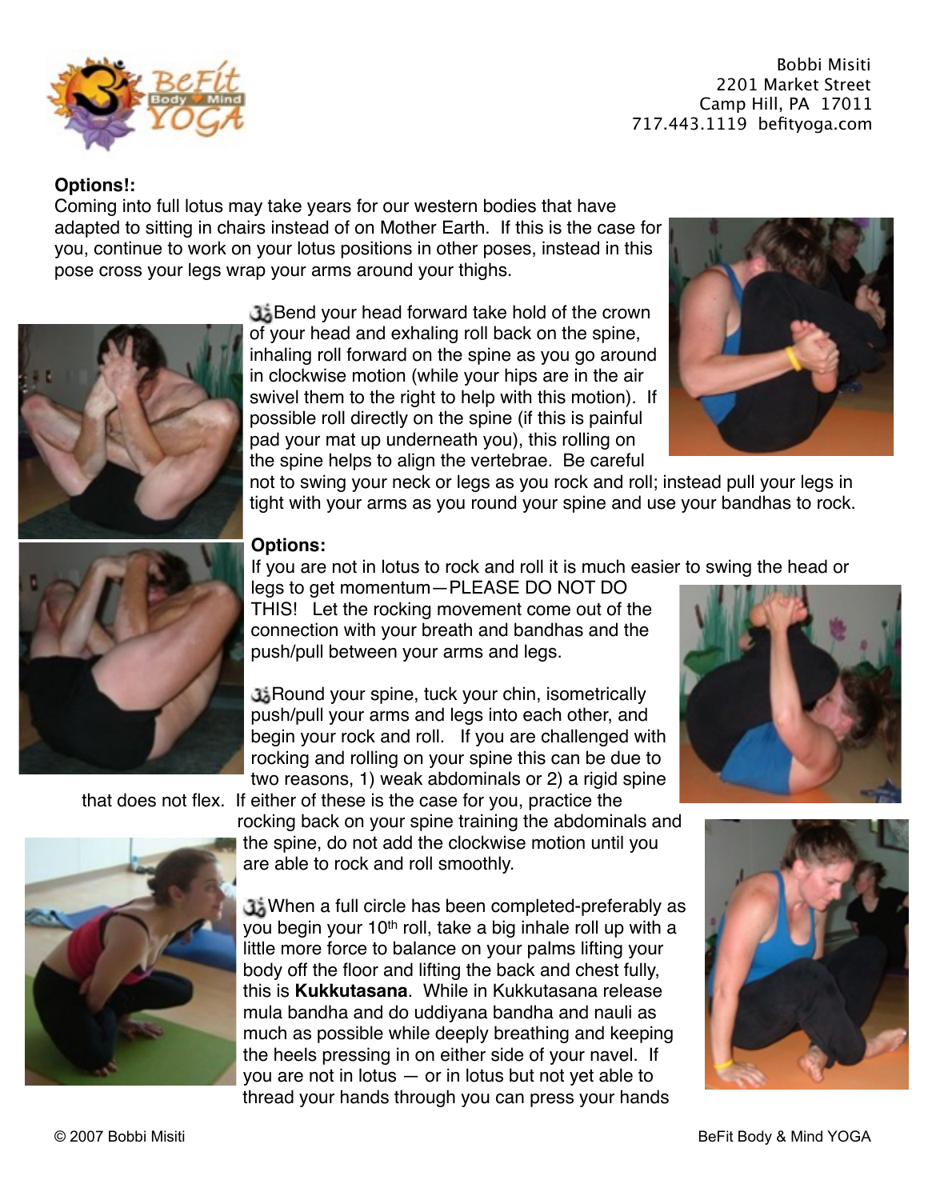**Options!:**

Coming into full lotus may take years for our western bodies that have adapted to sitting in chairs instead of on Mother Earth. If this is the case for you, continue to work on your lotus positions in other poses, instead in this pose cross your legs wrap your arms around your thighs.

ॐ Bend your head forward take hold of the crown of your head and exhaling roll back on the spine, inhaling roll forward on the spine as you go around in clockwise motion (while your hips are in the air swivel them to the right to help with this motion). If possible roll directly on the spine (if this is painful pad your mat up underneath you), this rolling on the spine helps to align the vertebrae. Be careful not to swing your neck or legs as you rock and roll; instead pull your legs in tight with your arms as you round your spine and use your bandhas to rock.

**Options:**

If you are not in lotus to rock and roll it is much easier to swing the head or legs to get momentum—PLEASE DO NOT DO THIS! Let the rocking movement come out of the connection with your breath and bandhas and the push/pull between your arms and legs.

ॐ Round your spine, tuck your chin, isometrically push/pull your arms and legs into each other, and begin your rock and roll. If you are challenged with rocking and rolling on your spine this can be due to two reasons, 1) weak abdominals or 2) a rigid spine that does not flex. If either of these is the case for you, practice the rocking back on your spine training the abdominals and the spine, do not add the clockwise motion until you are able to rock and roll smoothly.

ॐ When a full circle has been completed-preferably as you begin your 10th roll, take a big inhale roll up with a little more force to balance on your palms lifting your body off the floor and lifting the back and chest fully, this is **Kukkutasana**. While in Kukkutasana release mula bandha and do uddiyana bandha and nauli as much as possible while deeply breathing and keeping the heels pressing in on either side of your navel. If you are not in lotus — or in lotus but not yet able to thread your hands through you can press your hands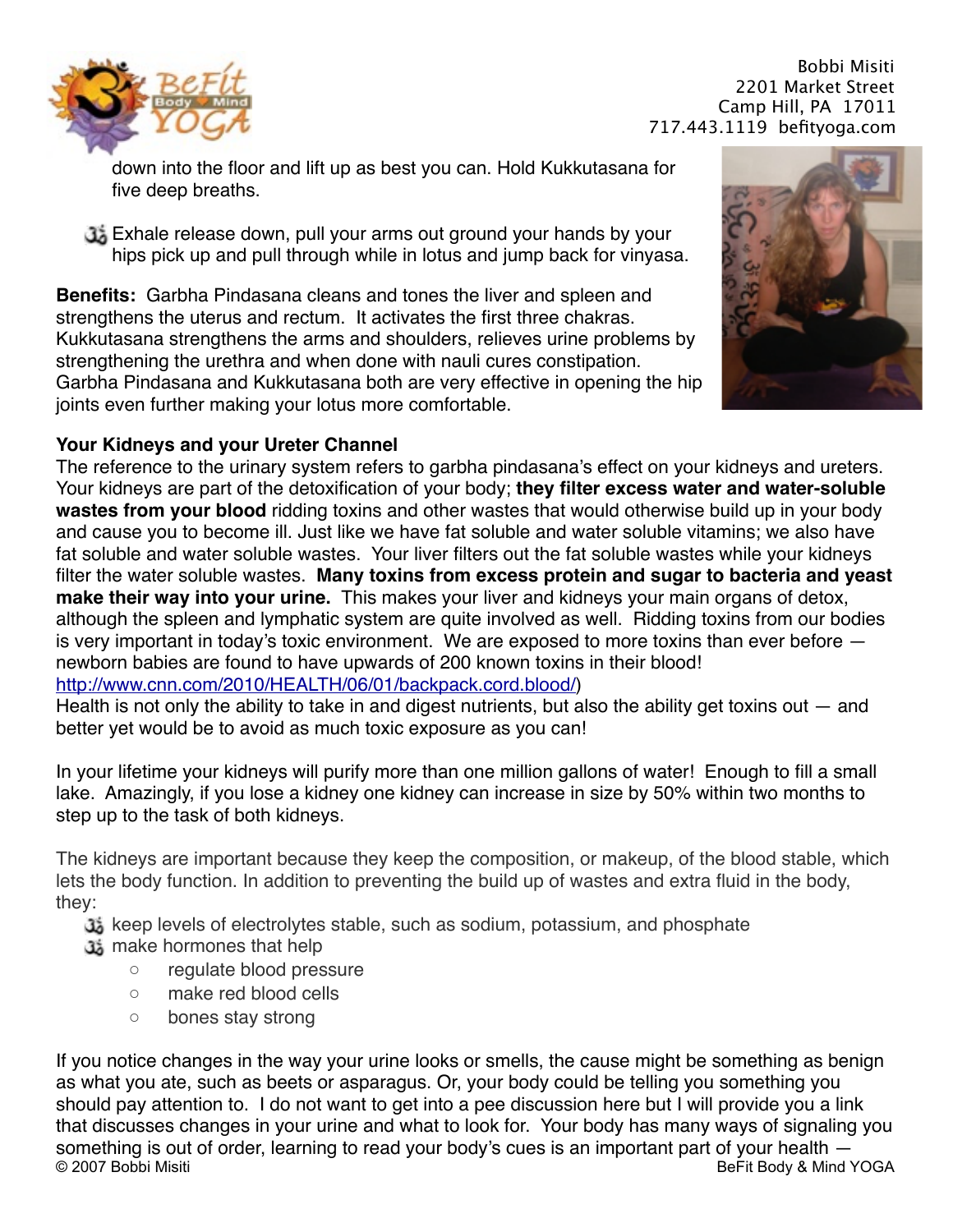down into the floor and lift up as best you can. Hold Kukkutasana for five deep breaths.

- Exhale release down, pull your arms out ground your hands by your hips pick up and pull through while in lotus and jump back for vinyasa.

**Benefits:** Garbha Pindasana cleans and tones the liver and spleen and strengthens the uterus and rectum. It activates the first three chakras. Kukkutasana strengthens the arms and shoulders, relieves urine problems by strengthening the urethra and when done with nauli cures constipation. Garbha Pindasana and Kukkutasana both are very effective in opening the hip joints even further making your lotus more comfortable.

**Your Kidneys and your Ureter Channel**

The reference to the urinary system refers to garbha pindasana's effect on your kidneys and ureters. Your kidneys are part of the detoxification of your body; **they filter excess water and water-soluble wastes from your blood** ridding toxins and other wastes that would otherwise build up in your body and cause you to become ill. Just like we have fat soluble and water soluble vitamins; we also have fat soluble and water soluble wastes. Your liver filters out the fat soluble wastes while your kidneys filter the water soluble wastes. **Many toxins from excess protein and sugar to bacteria and yeast make their way into your urine.** This makes your liver and kidneys your main organs of detox, although the spleen and lymphatic system are quite involved as well. Ridding toxins from our bodies is very important in today's toxic environment. We are exposed to more toxins than ever before — newborn babies are found to have upwards of 200 known toxins in their blood! http://www.cnn.com/2010/HEALTH/06/01/backpack.cord.blood/)

Health is not only the ability to take in and digest nutrients, but also the ability get toxins out — and better yet would be to avoid as much toxic exposure as you can!

In your lifetime your kidneys will purify more than one million gallons of water! Enough to fill a small lake. Amazingly, if you lose a kidney one kidney can increase in size by 50% within two months to step up to the task of both kidneys.

The kidneys are important because they keep the composition, or makeup, of the blood stable, which lets the body function. In addition to preventing the build up of wastes and extra fluid in the body, they:

- keep levels of electrolytes stable, such as sodium, potassium, and phosphate
- make hormones that help
  - regulate blood pressure
  - make red blood cells
  - bones stay strong

If you notice changes in the way your urine looks or smells, the cause might be something as benign as what you ate, such as beets or asparagus. Or, your body could be telling you something you should pay attention to. I do not want to get into a pee discussion here but I will provide you a link that discusses changes in your urine and what to look for. Your body has many ways of signaling you something is out of order, learning to read your body's cues is an important part of your health —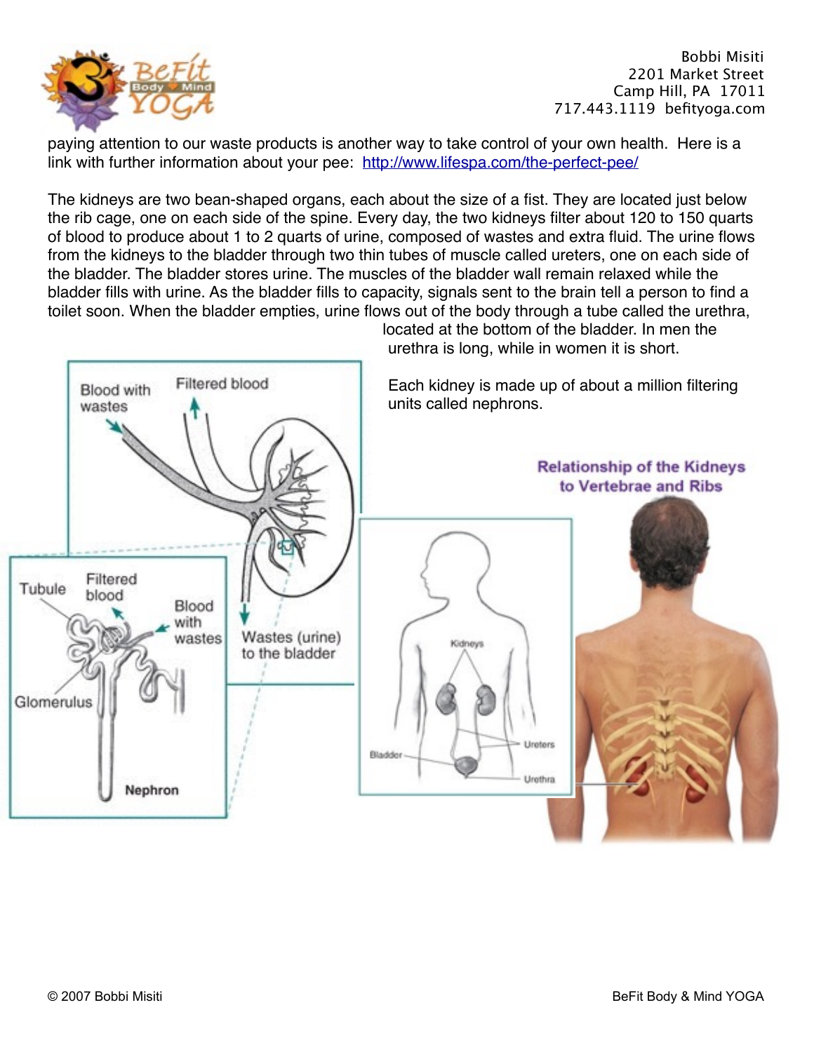paying attention to our waste products is another way to take control of your own health. Here is a link with further information about your pee: [http://www.lifespa.com/the-perfect-pee/](http://www.lifespa.com/the-perfect-pee/)

The kidneys are two bean-shaped organs, each about the size of a fist. They are located just below the rib cage, one on each side of the spine. Every day, the two kidneys filter about 120 to 150 quarts of blood to produce about 1 to 2 quarts of urine, composed of wastes and extra fluid. The urine flows from the kidneys to the bladder through two thin tubes of muscle called ureters, one on each side of the bladder. The bladder stores urine. The muscles of the bladder wall remain relaxed while the bladder fills with urine. As the bladder fills to capacity, signals sent to the brain tell a person to find a toilet soon. When the bladder empties, urine flows out of the body through a tube called the urethra, located at the bottom of the bladder. In men the urethra is long, while in women it is short.

Each kidney is made up of about a million filtering units called nephrons.

Blood with wastes

Filtered blood

Wastes (urine) to the bladder

Tubule

Filtered blood

Blood with wastes

Glomerulus

Nephron

Kidneys

Ureters

Bladder

Urethra

**Relationship of the Kidneys to Vertebrae and Ribs**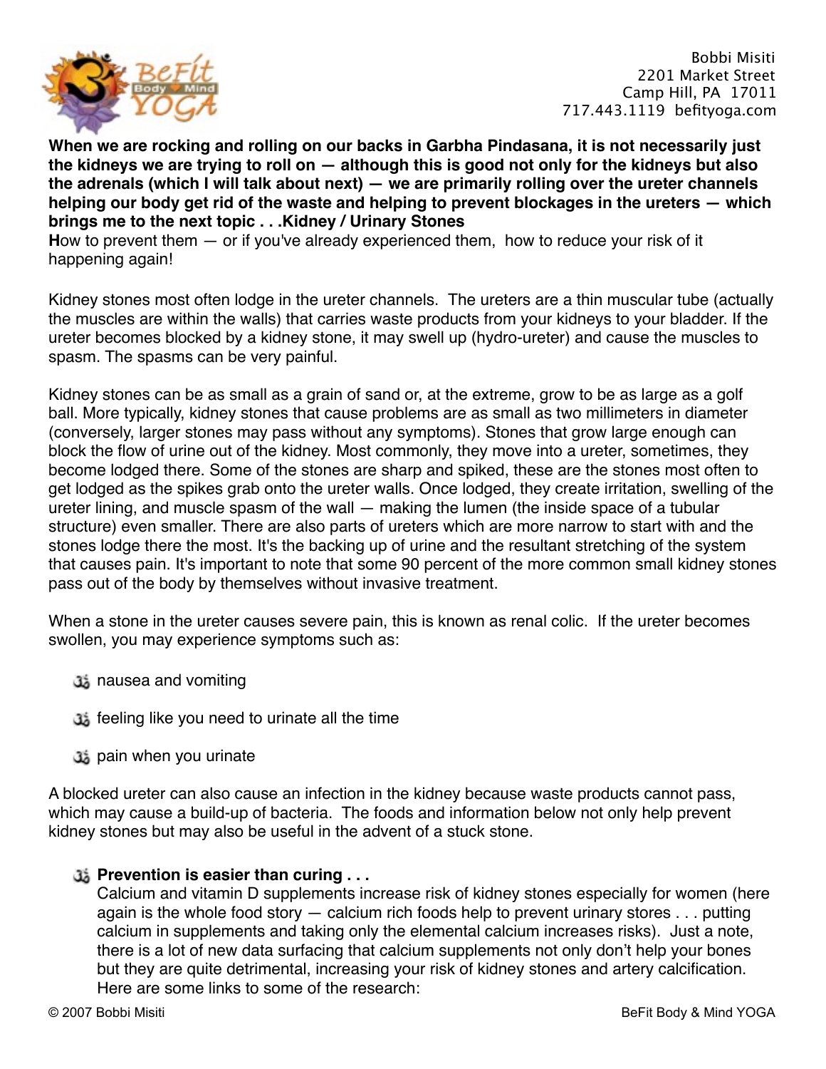**When we are rocking and rolling on our backs in Garbha Pindasana, it is not necessarily just the kidneys we are trying to roll on — although this is good not only for the kidneys but also the adrenals (which I will talk about next) — we are primarily rolling over the ureter channels helping our body get rid of the waste and helping to prevent blockages in the ureters — which brings me to the next topic . . .Kidney / Urinary Stones**

**H**ow to prevent them — or if you've already experienced them, how to reduce your risk of it happening again!

Kidney stones most often lodge in the ureter channels. The ureters are a thin muscular tube (actually the muscles are within the walls) that carries waste products from your kidneys to your bladder. If the ureter becomes blocked by a kidney stone, it may swell up (hydro-ureter) and cause the muscles to spasm. The spasms can be very painful.

Kidney stones can be as small as a grain of sand or, at the extreme, grow to be as large as a golf ball. More typically, kidney stones that cause problems are as small as two millimeters in diameter (conversely, larger stones may pass without any symptoms). Stones that grow large enough can block the flow of urine out of the kidney. Most commonly, they move into a ureter, sometimes, they become lodged there. Some of the stones are sharp and spiked, these are the stones most often to get lodged as the spikes grab onto the ureter walls. Once lodged, they create irritation, swelling of the ureter lining, and muscle spasm of the wall — making the lumen (the inside space of a tubular structure) even smaller. There are also parts of ureters which are more narrow to start with and the stones lodge there the most. It's the backing up of urine and the resultant stretching of the system that causes pain. It's important to note that some 90 percent of the more common small kidney stones pass out of the body by themselves without invasive treatment.

When a stone in the ureter causes severe pain, this is known as renal colic. If the ureter becomes swollen, you may experience symptoms such as:

- nausea and vomiting
- feeling like you need to urinate all the time
- pain when you urinate

A blocked ureter can also cause an infection in the kidney because waste products cannot pass, which may cause a build-up of bacteria. The foods and information below not only help prevent kidney stones but may also be useful in the advent of a stuck stone.

- **Prevention is easier than curing . . .**
  Calcium and vitamin D supplements increase risk of kidney stones especially for women (here again is the whole food story — calcium rich foods help to prevent urinary stores . . . putting calcium in supplements and taking only the elemental calcium increases risks). Just a note, there is a lot of new data surfacing that calcium supplements not only don't help your bones but they are quite detrimental, increasing your risk of kidney stones and artery calcification. Here are some links to some of the research: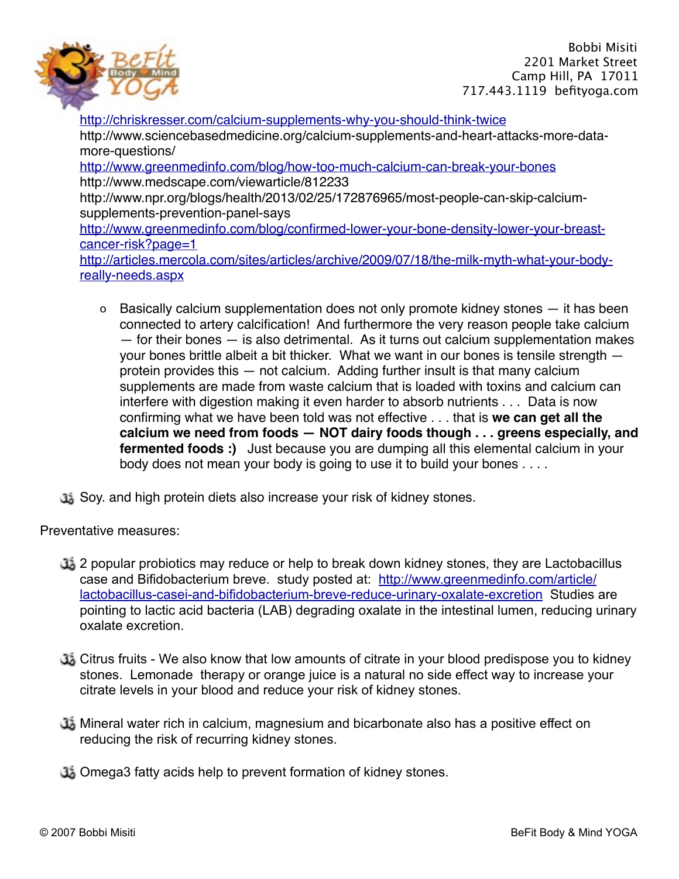http://chriskresser.com/calcium-supplements-why-you-should-think-twice
http://www.sciencebasedmedicine.org/calcium-supplements-and-heart-attacks-more-data-more-questions/
http://www.greenmedinfo.com/blog/how-too-much-calcium-can-break-your-bones
http://www.medscape.com/viewarticle/812233
http://www.npr.org/blogs/health/2013/02/25/172876965/most-people-can-skip-calcium-supplements-prevention-panel-says
http://www.greenmedinfo.com/blog/confirmed-lower-your-bone-density-lower-your-breast-cancer-risk?page=1
http://articles.mercola.com/sites/articles/archive/2009/07/18/the-milk-myth-what-your-body-really-needs.aspx

- Basically calcium supplementation does not only promote kidney stones — it has been connected to artery calcification! And furthermore the very reason people take calcium — for their bones — is also detrimental. As it turns out calcium supplementation makes your bones brittle albeit a bit thicker. What we want in our bones is tensile strength — protein provides this — not calcium. Adding further insult is that many calcium supplements are made from waste calcium that is loaded with toxins and calcium can interfere with digestion making it even harder to absorb nutrients . . . Data is now confirming what we have been told was not effective . . . that is **we can get all the calcium we need from foods — NOT dairy foods though . . . greens especially, and fermented foods :)** Just because you are dumping all this elemental calcium in your body does not mean your body is going to use it to build your bones . . . .

- Soy. and high protein diets also increase your risk of kidney stones.

Preventative measures:

- 2 popular probiotics may reduce or help to break down kidney stones, they are Lactobacillus case and Bifidobacterium breve. study posted at: http://www.greenmedinfo.com/article/lactobacillus-casei-and-bifidobacterium-breve-reduce-urinary-oxalate-excretion Studies are pointing to lactic acid bacteria (LAB) degrading oxalate in the intestinal lumen, reducing urinary oxalate excretion.

- Citrus fruits - We also know that low amounts of citrate in your blood predispose you to kidney stones. Lemonade therapy or orange juice is a natural no side effect way to increase your citrate levels in your blood and reduce your risk of kidney stones.

- Mineral water rich in calcium, magnesium and bicarbonate also has a positive effect on reducing the risk of recurring kidney stones.

- Omega3 fatty acids help to prevent formation of kidney stones.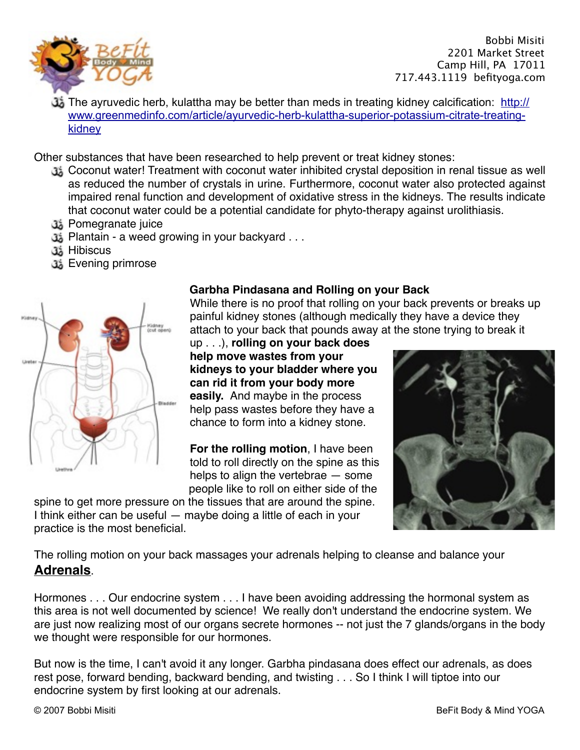- The ayurvedic herb, kulattha may be better than meds in treating kidney calcification: [http://www.greenmedinfo.com/article/ayurvedic-herb-kulattha-superior-potassium-citrate-treating-kidney](http://www.greenmedinfo.com/article/ayurvedic-herb-kulattha-superior-potassium-citrate-treating-kidney)

Other substances that have been researched to help prevent or treat kidney stones:

- Coconut water! Treatment with coconut water inhibited crystal deposition in renal tissue as well as reduced the number of crystals in urine. Furthermore, coconut water also protected against impaired renal function and development of oxidative stress in the kidneys. The results indicate that coconut water could be a potential candidate for phyto-therapy against urolithiasis.
- Pomegranate juice
- Plantain - a weed growing in your backyard . . .
- Hibiscus
- Evening primrose

**Garbha Pindasana and Rolling on your Back**

While there is no proof that rolling on your back prevents or breaks up painful kidney stones (although medically they have a device they attach to your back that pounds away at the stone trying to break it up . . .), **rolling on your back does help move wastes from your kidneys to your bladder where you can rid it from your body more easily.** And maybe in the process help pass wastes before they have a chance to form into a kidney stone.

**For the rolling motion**, I have been told to roll directly on the spine as this helps to align the vertebrae — some people like to roll on either side of the spine to get more pressure on the tissues that are around the spine. I think either can be useful — maybe doing a little of each in your practice is the most beneficial.

The rolling motion on your back massages your adrenals helping to cleanse and balance your **Adrenals**.

Hormones . . . Our endocrine system . . . I have been avoiding addressing the hormonal system as this area is not well documented by science! We really don't understand the endocrine system. We are just now realizing most of our organs secrete hormones -- not just the 7 glands/organs in the body we thought were responsible for our hormones.

But now is the time, I can't avoid it any longer. Garbha pindasana does effect our adrenals, as does rest pose, forward bending, backward bending, and twisting . . . So I think I will tiptoe into our endocrine system by first looking at our adrenals.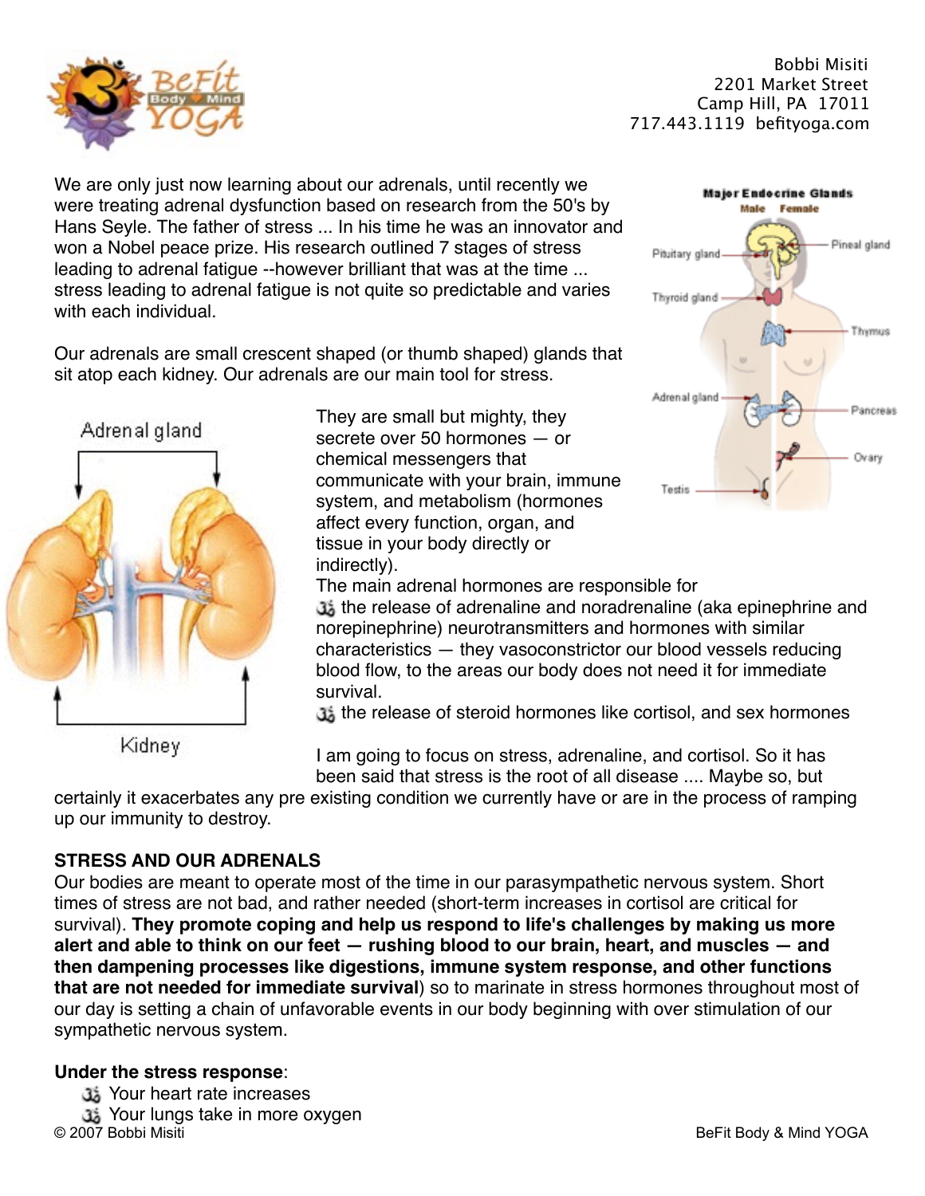We are only just now learning about our adrenals, until recently we were treating adrenal dysfunction based on research from the 50's by Hans Seyle. The father of stress ... In his time he was an innovator and won a Nobel peace prize. His research outlined 7 stages of stress leading to adrenal fatigue --however brilliant that was at the time ... stress leading to adrenal fatigue is not quite so predictable and varies with each individual.

Our adrenals are small crescent shaped (or thumb shaped) glands that sit atop each kidney. Our adrenals are our main tool for stress.

Major Endocrine Glands
Male Female
Pituitary gland
Pineal gland
Thyroid gland
Thymus
Adrenal gland
Pancreas
Ovary
Testis

Adrenal gland
Kidney

They are small but mighty, they secrete over 50 hormones — or chemical messengers that communicate with your brain, immune system, and metabolism (hormones affect every function, organ, and tissue in your body directly or indirectly).

The main adrenal hormones are responsible for

- the release of adrenaline and noradrenaline (aka epinephrine and norepinephrine) neurotransmitters and hormones with similar characteristics — they vasoconstrictor our blood vessels reducing blood flow, to the areas our body does not need it for immediate survival.
- the release of steroid hormones like cortisol, and sex hormones

I am going to focus on stress, adrenaline, and cortisol. So it has been said that stress is the root of all disease .... Maybe so, but certainly it exacerbates any pre existing condition we currently have or are in the process of ramping up our immunity to destroy.

**STRESS AND OUR ADRENALS**

Our bodies are meant to operate most of the time in our parasympathetic nervous system. Short times of stress are not bad, and rather needed (short-term increases in cortisol are critical for survival). **They promote coping and help us respond to life's challenges by making us more alert and able to think on our feet — rushing blood to our brain, heart, and muscles — and then dampening processes like digestions, immune system response, and other functions that are not needed for immediate survival**) so to marinate in stress hormones throughout most of our day is setting a chain of unfavorable events in our body beginning with over stimulation of our sympathetic nervous system.

**Under the stress response**:

- Your heart rate increases
- Your lungs take in more oxygen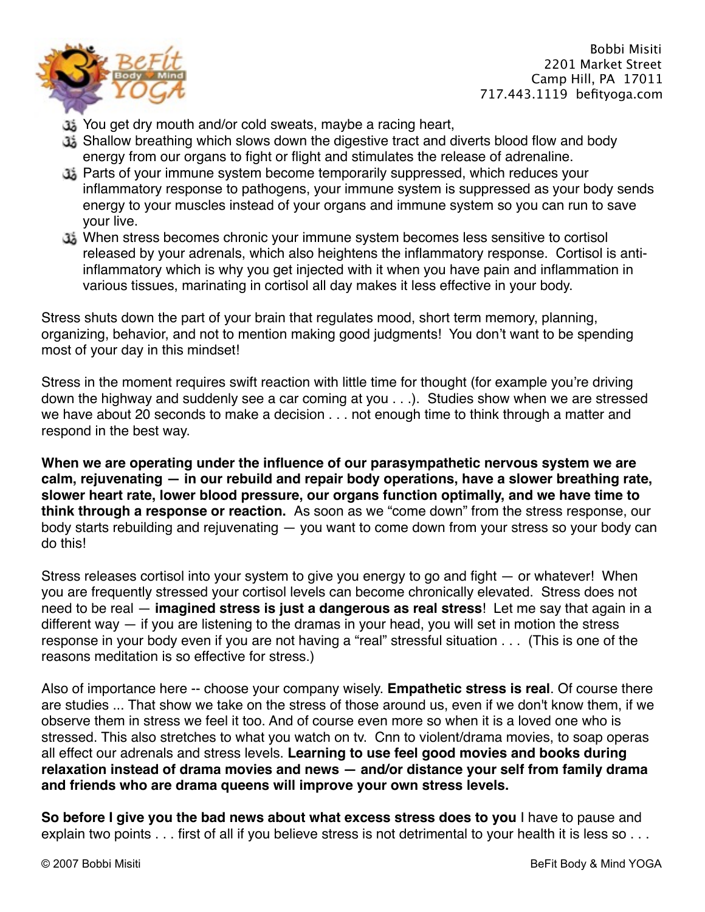- You get dry mouth and/or cold sweats, maybe a racing heart,
- Shallow breathing which slows down the digestive tract and diverts blood flow and body energy from our organs to fight or flight and stimulates the release of adrenaline.
- Parts of your immune system become temporarily suppressed, which reduces your inflammatory response to pathogens, your immune system is suppressed as your body sends energy to your muscles instead of your organs and immune system so you can run to save your live.
- When stress becomes chronic your immune system becomes less sensitive to cortisol released by your adrenals, which also heightens the inflammatory response. Cortisol is anti-inflammatory which is why you get injected with it when you have pain and inflammation in various tissues, marinating in cortisol all day makes it less effective in your body.

Stress shuts down the part of your brain that regulates mood, short term memory, planning, organizing, behavior, and not to mention making good judgments! You don't want to be spending most of your day in this mindset!

Stress in the moment requires swift reaction with little time for thought (for example you're driving down the highway and suddenly see a car coming at you . . .). Studies show when we are stressed we have about 20 seconds to make a decision . . . not enough time to think through a matter and respond in the best way.

**When we are operating under the influence of our parasympathetic nervous system we are calm, rejuvenating — in our rebuild and repair body operations, have a slower breathing rate, slower heart rate, lower blood pressure, our organs function optimally, and we have time to think through a response or reaction.** As soon as we "come down" from the stress response, our body starts rebuilding and rejuvenating — you want to come down from your stress so your body can do this!

Stress releases cortisol into your system to give you energy to go and fight — or whatever! When you are frequently stressed your cortisol levels can become chronically elevated. Stress does not need to be real — **imagined stress is just a dangerous as real stress**! Let me say that again in a different way — if you are listening to the dramas in your head, you will set in motion the stress response in your body even if you are not having a "real" stressful situation . . . (This is one of the reasons meditation is so effective for stress.)

Also of importance here -- choose your company wisely. **Empathetic stress is real**. Of course there are studies ... That show we take on the stress of those around us, even if we don't know them, if we observe them in stress we feel it too. And of course even more so when it is a loved one who is stressed. This also stretches to what you watch on tv. Cnn to violent/drama movies, to soap operas all effect our adrenals and stress levels. **Learning to use feel good movies and books during relaxation instead of drama movies and news — and/or distance your self from family drama and friends who are drama queens will improve your own stress levels.**

**So before I give you the bad news about what excess stress does to you** I have to pause and explain two points . . . first of all if you believe stress is not detrimental to your health it is less so . . .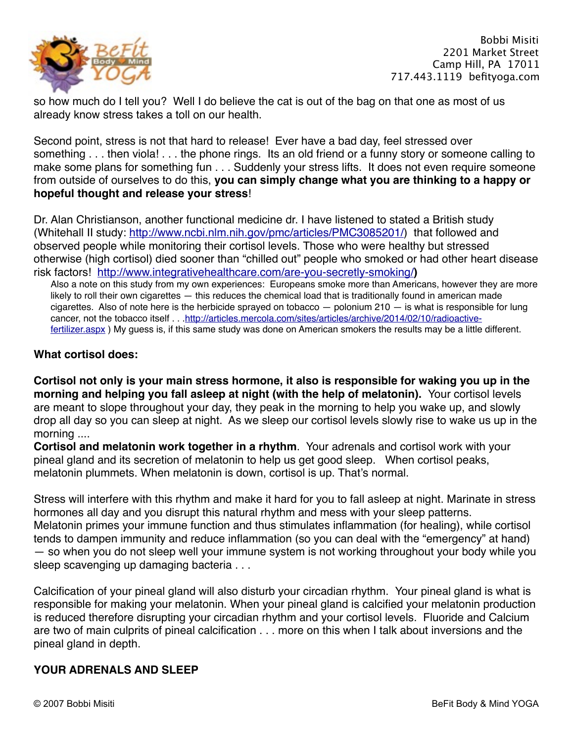so how much do I tell you? Well I do believe the cat is out of the bag on that one as most of us already know stress takes a toll on our health.

Second point, stress is not that hard to release! Ever have a bad day, feel stressed over something . . . then viola! . . . the phone rings. Its an old friend or a funny story or someone calling to make some plans for something fun . . . Suddenly your stress lifts. It does not even require someone from outside of ourselves to do this, **you can simply change what you are thinking to a happy or hopeful thought and release your stress**!

Dr. Alan Christianson, another functional medicine dr. I have listened to stated a British study (Whitehall II study: http://www.ncbi.nlm.nih.gov/pmc/articles/PMC3085201/) that followed and observed people while monitoring their cortisol levels. Those who were healthy but stressed otherwise (high cortisol) died sooner than "chilled out" people who smoked or had other heart disease risk factors! http://www.integrativehealthcare.com/are-you-secretly-smoking/**)**

> Also a note on this study from my own experiences: Europeans smoke more than Americans, however they are more likely to roll their own cigarettes — this reduces the chemical load that is traditionally found in american made cigarettes. Also of note here is the herbicide sprayed on tobacco — polonium 210 — is what is responsible for lung cancer, not the tobacco itself . . .http://articles.mercola.com/sites/articles/archive/2014/02/10/radioactive-fertilizer.aspx ) My guess is, if this same study was done on American smokers the results may be a little different.

**What cortisol does:**

**Cortisol not only is your main stress hormone, it also is responsible for waking you up in the morning and helping you fall asleep at night (with the help of melatonin).** Your cortisol levels are meant to slope throughout your day, they peak in the morning to help you wake up, and slowly drop all day so you can sleep at night. As we sleep our cortisol levels slowly rise to wake us up in the morning ....
**Cortisol and melatonin work together in a rhythm**. Your adrenals and cortisol work with your pineal gland and its secretion of melatonin to help us get good sleep. When cortisol peaks, melatonin plummets. When melatonin is down, cortisol is up. That's normal.

Stress will interfere with this rhythm and make it hard for you to fall asleep at night. Marinate in stress hormones all day and you disrupt this natural rhythm and mess with your sleep patterns.
Melatonin primes your immune function and thus stimulates inflammation (for healing), while cortisol tends to dampen immunity and reduce inflammation (so you can deal with the "emergency" at hand) — so when you do not sleep well your immune system is not working throughout your body while you sleep scavenging up damaging bacteria . . .

Calcification of your pineal gland will also disturb your circadian rhythm. Your pineal gland is what is responsible for making your melatonin. When your pineal gland is calcified your melatonin production is reduced therefore disrupting your circadian rhythm and your cortisol levels. Fluoride and Calcium are two of main culprits of pineal calcification . . . more on this when I talk about inversions and the pineal gland in depth.

**YOUR ADRENALS AND SLEEP**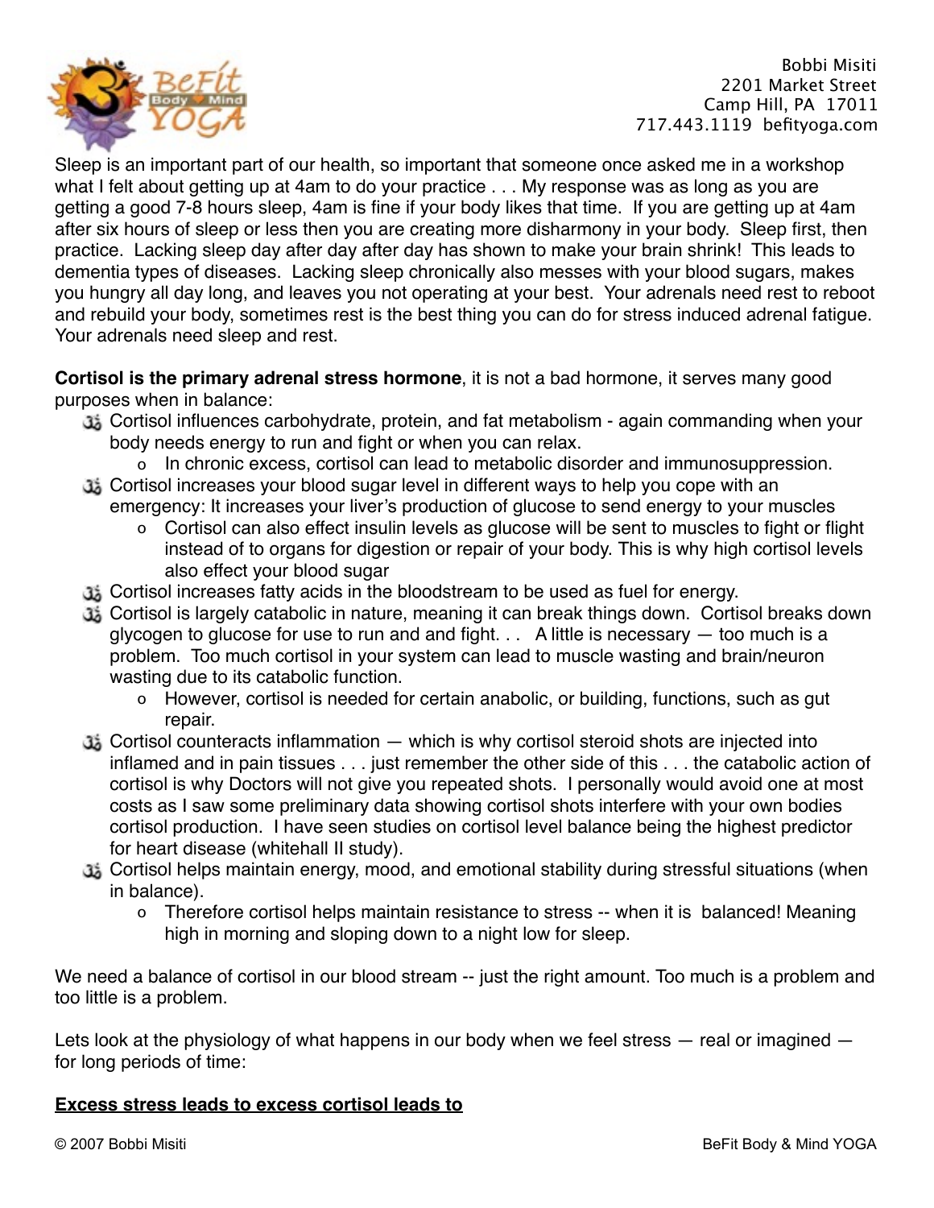Sleep is an important part of our health, so important that someone once asked me in a workshop what I felt about getting up at 4am to do your practice . . . My response was as long as you are getting a good 7-8 hours sleep, 4am is fine if your body likes that time. If you are getting up at 4am after six hours of sleep or less then you are creating more disharmony in your body. Sleep first, then practice. Lacking sleep day after day after day has shown to make your brain shrink! This leads to dementia types of diseases. Lacking sleep chronically also messes with your blood sugars, makes you hungry all day long, and leaves you not operating at your best. Your adrenals need rest to reboot and rebuild your body, sometimes rest is the best thing you can do for stress induced adrenal fatigue. Your adrenals need sleep and rest.

**Cortisol is the primary adrenal stress hormone**, it is not a bad hormone, it serves many good purposes when in balance:

- Cortisol influences carbohydrate, protein, and fat metabolism - again commanding when your body needs energy to run and fight or when you can relax.
    - In chronic excess, cortisol can lead to metabolic disorder and immunosuppression.
- Cortisol increases your blood sugar level in different ways to help you cope with an emergency: It increases your liver's production of glucose to send energy to your muscles
    - Cortisol can also effect insulin levels as glucose will be sent to muscles to fight or flight instead of to organs for digestion or repair of your body. This is why high cortisol levels also effect your blood sugar
- Cortisol increases fatty acids in the bloodstream to be used as fuel for energy.
- Cortisol is largely catabolic in nature, meaning it can break things down. Cortisol breaks down glycogen to glucose for use to run and and fight. . . A little is necessary — too much is a problem. Too much cortisol in your system can lead to muscle wasting and brain/neuron wasting due to its catabolic function.
    - However, cortisol is needed for certain anabolic, or building, functions, such as gut repair.
- Cortisol counteracts inflammation — which is why cortisol steroid shots are injected into inflamed and in pain tissues . . . just remember the other side of this . . . the catabolic action of cortisol is why Doctors will not give you repeated shots. I personally would avoid one at most costs as I saw some preliminary data showing cortisol shots interfere with your own bodies cortisol production. I have seen studies on cortisol level balance being the highest predictor for heart disease (whitehall II study).
- Cortisol helps maintain energy, mood, and emotional stability during stressful situations (when in balance).
    - Therefore cortisol helps maintain resistance to stress -- when it is balanced! Meaning high in morning and sloping down to a night low for sleep.

We need a balance of cortisol in our blood stream -- just the right amount. Too much is a problem and too little is a problem.

Lets look at the physiology of what happens in our body when we feel stress — real or imagined — for long periods of time:

**Excess stress leads to excess cortisol leads to**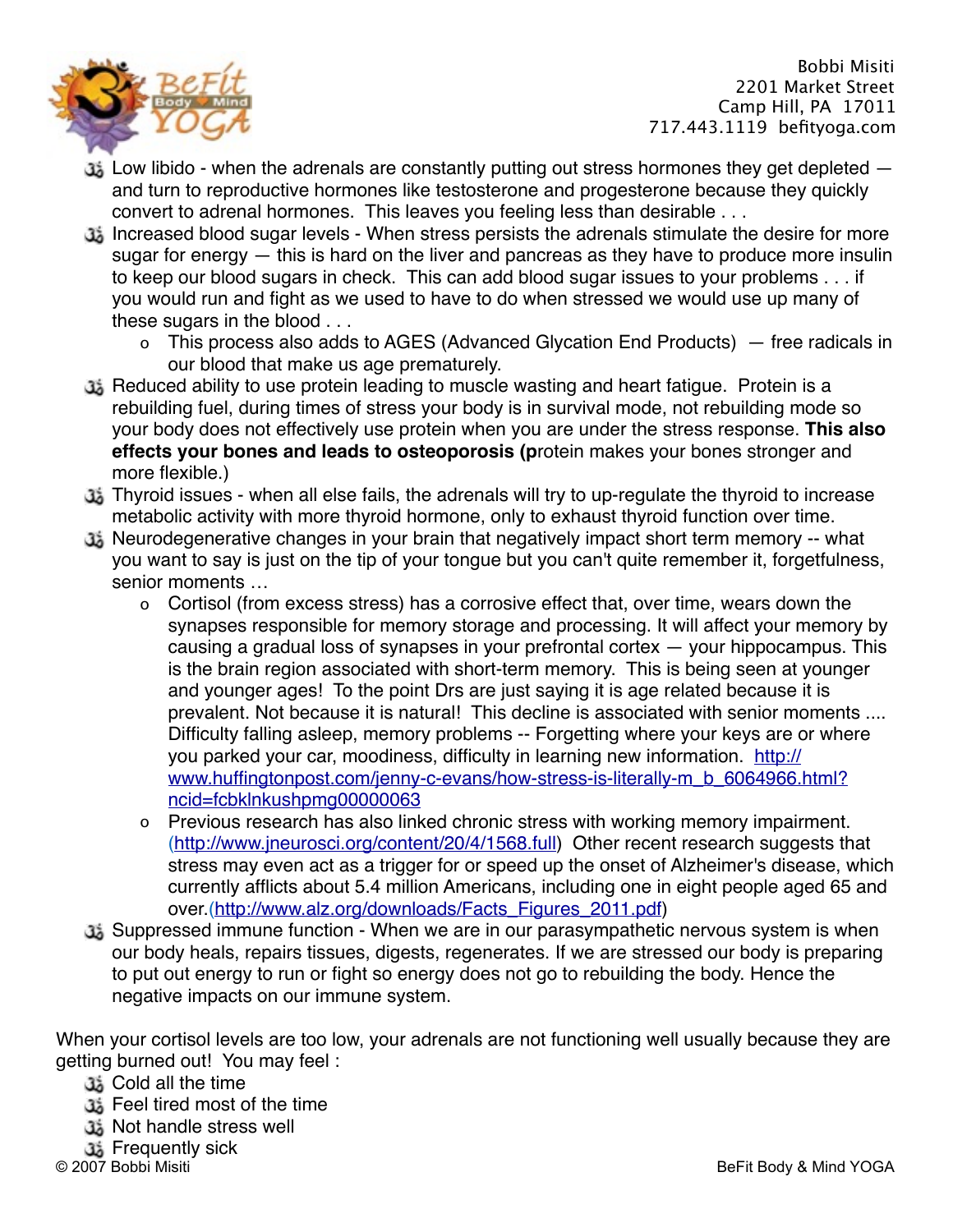- Low libido - when the adrenals are constantly putting out stress hormones they get depleted — and turn to reproductive hormones like testosterone and progesterone because they quickly convert to adrenal hormones. This leaves you feeling less than desirable . . .
- Increased blood sugar levels - When stress persists the adrenals stimulate the desire for more sugar for energy — this is hard on the liver and pancreas as they have to produce more insulin to keep our blood sugars in check. This can add blood sugar issues to your problems . . . if you would run and fight as we used to have to do when stressed we would use up many of these sugars in the blood . . .
  - This process also adds to AGES (Advanced Glycation End Products) — free radicals in our blood that make us age prematurely.
- Reduced ability to use protein leading to muscle wasting and heart fatigue. Protein is a rebuilding fuel, during times of stress your body is in survival mode, not rebuilding mode so your body does not effectively use protein when you are under the stress response. **This also effects your bones and leads to osteoporosis (p**rotein makes your bones stronger and more flexible.)
- Thyroid issues - when all else fails, the adrenals will try to up-regulate the thyroid to increase metabolic activity with more thyroid hormone, only to exhaust thyroid function over time.
- Neurodegenerative changes in your brain that negatively impact short term memory -- what you want to say is just on the tip of your tongue but you can't quite remember it, forgetfulness, senior moments …
  - Cortisol (from excess stress) has a corrosive effect that, over time, wears down the synapses responsible for memory storage and processing. It will affect your memory by causing a gradual loss of synapses in your prefrontal cortex — your hippocampus. This is the brain region associated with short-term memory. This is being seen at younger and younger ages! To the point Drs are just saying it is age related because it is prevalent. Not because it is natural! This decline is associated with senior moments .... Difficulty falling asleep, memory problems -- Forgetting where your keys are or where you parked your car, moodiness, difficulty in learning new information. http://www.huffingtonpost.com/jenny-c-evans/how-stress-is-literally-m_b_6064966.html?ncid=fcbklnkushpmg00000063
  - Previous research has also linked chronic stress with working memory impairment. (http://www.jneurosci.org/content/20/4/1568.full) Other recent research suggests that stress may even act as a trigger for or speed up the onset of Alzheimer's disease, which currently afflicts about 5.4 million Americans, including one in eight people aged 65 and over.(http://www.alz.org/downloads/Facts_Figures_2011.pdf)
- Suppressed immune function - When we are in our parasympathetic nervous system is when our body heals, repairs tissues, digests, regenerates. If we are stressed our body is preparing to put out energy to run or fight so energy does not go to rebuilding the body. Hence the negative impacts on our immune system.

When your cortisol levels are too low, your adrenals are not functioning well usually because they are getting burned out! You may feel :

- Cold all the time
- Feel tired most of the time
- Not handle stress well
- Frequently sick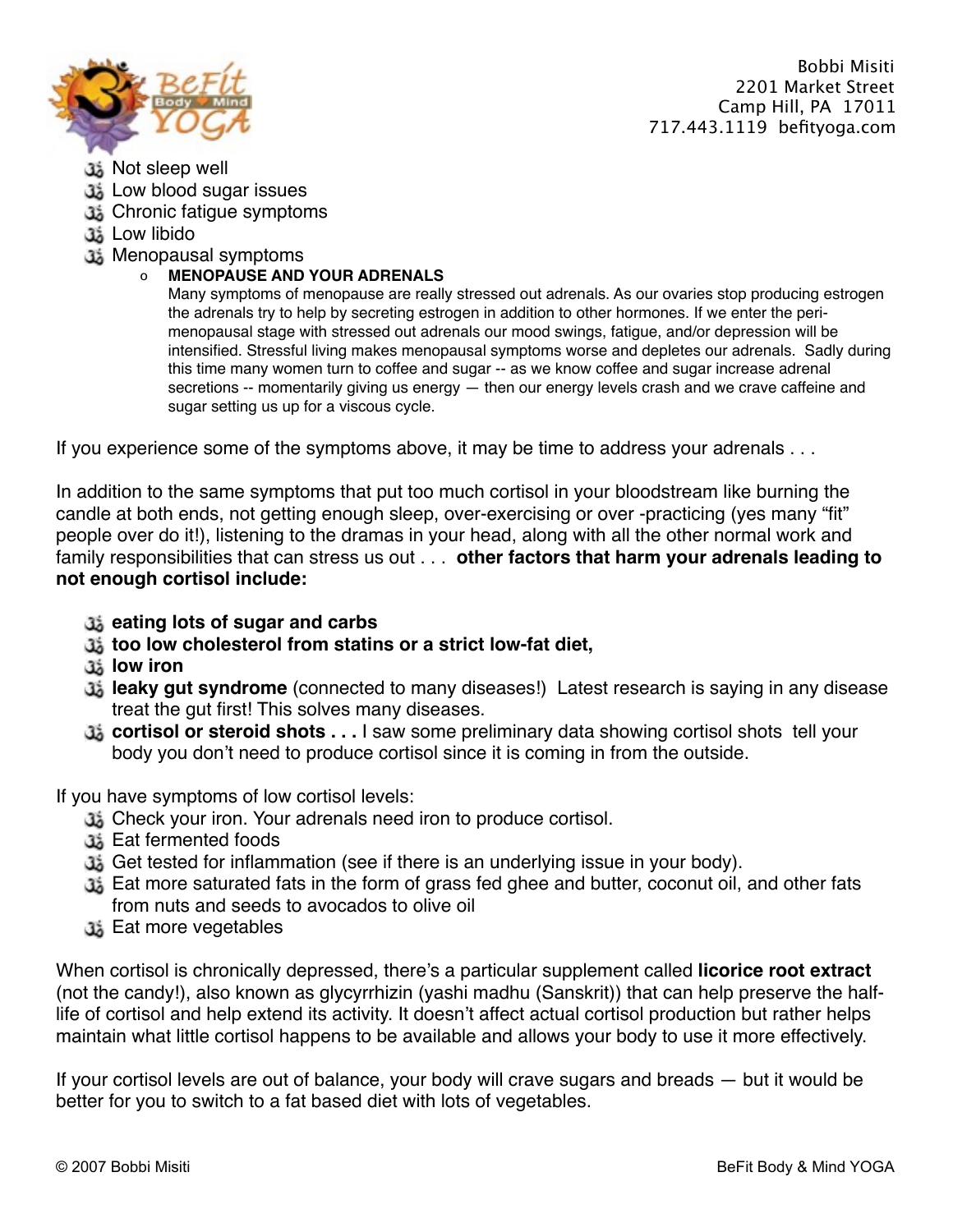- Not sleep well
- Low blood sugar issues
- Chronic fatigue symptoms
- Low libido
- Menopausal symptoms
    - **MENOPAUSE AND YOUR ADRENALS**
      Many symptoms of menopause are really stressed out adrenals. As our ovaries stop producing estrogen the adrenals try to help by secreting estrogen in addition to other hormones. If we enter the peri-menopausal stage with stressed out adrenals our mood swings, fatigue, and/or depression will be intensified. Stressful living makes menopausal symptoms worse and depletes our adrenals. Sadly during this time many women turn to coffee and sugar -- as we know coffee and sugar increase adrenal secretions -- momentarily giving us energy — then our energy levels crash and we crave caffeine and sugar setting us up for a viscous cycle.

If you experience some of the symptoms above, it may be time to address your adrenals . . .

In addition to the same symptoms that put too much cortisol in your bloodstream like burning the candle at both ends, not getting enough sleep, over-exercising or over -practicing (yes many "fit" people over do it!), listening to the dramas in your head, along with all the other normal work and family responsibilities that can stress us out . . . **other factors that harm your adrenals leading to not enough cortisol include:**

- **eating lots of sugar and carbs**
- **too low cholesterol from statins or a strict low-fat diet,**
- **low iron**
- **leaky gut syndrome** (connected to many diseases!) Latest research is saying in any disease treat the gut first! This solves many diseases.
- **cortisol or steroid shots . . .** I saw some preliminary data showing cortisol shots tell your body you don't need to produce cortisol since it is coming in from the outside.

If you have symptoms of low cortisol levels:

- Check your iron. Your adrenals need iron to produce cortisol.
- Eat fermented foods
- Get tested for inflammation (see if there is an underlying issue in your body).
- Eat more saturated fats in the form of grass fed ghee and butter, coconut oil, and other fats from nuts and seeds to avocados to olive oil
- Eat more vegetables

When cortisol is chronically depressed, there's a particular supplement called **licorice root extract** (not the candy!), also known as glycyrrhizin (yashi madhu (Sanskrit)) that can help preserve the half-life of cortisol and help extend its activity. It doesn't affect actual cortisol production but rather helps maintain what little cortisol happens to be available and allows your body to use it more effectively.

If your cortisol levels are out of balance, your body will crave sugars and breads — but it would be better for you to switch to a fat based diet with lots of vegetables.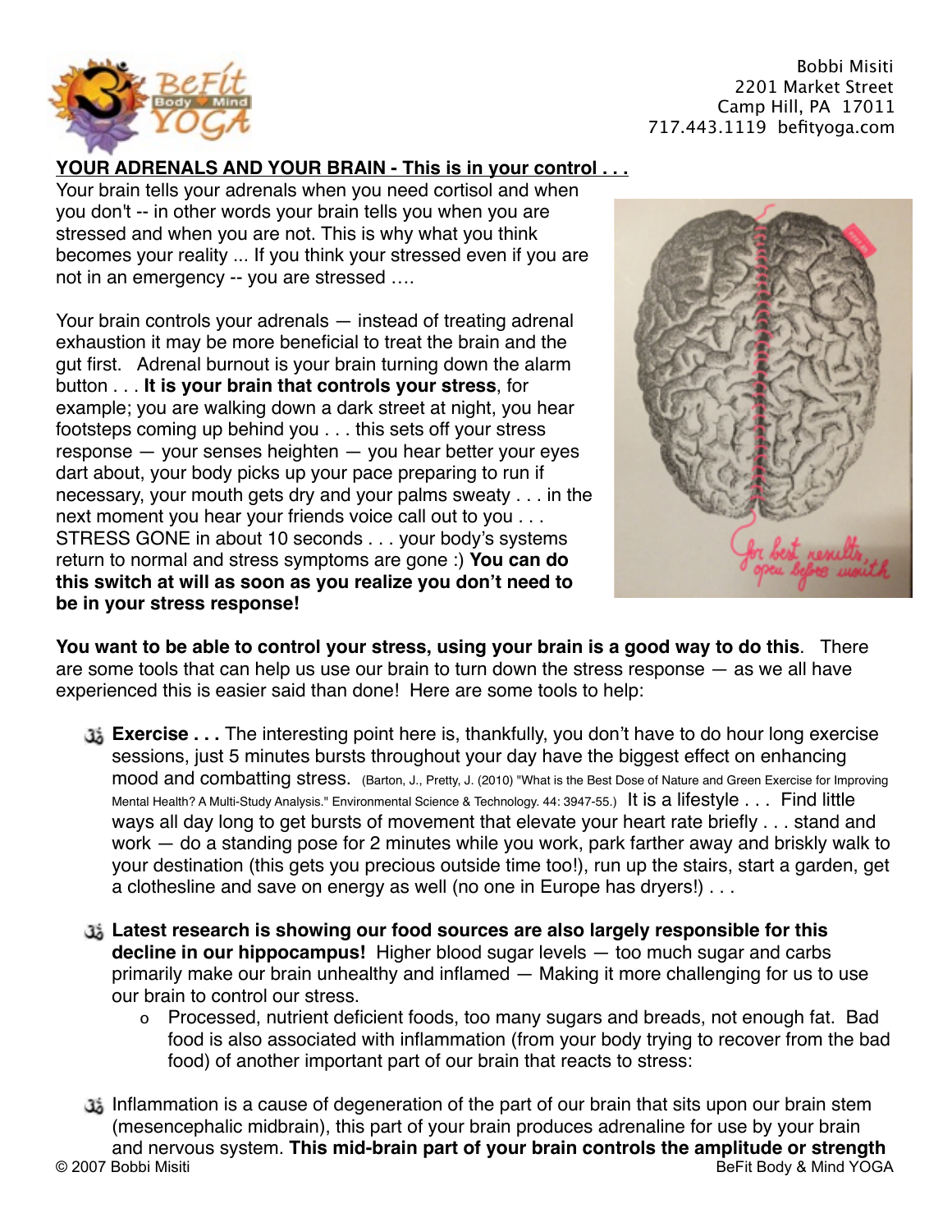Bobbi Misiti
2201 Market Street
Camp Hill, PA 17011
717.443.1119 befityoga.com

## YOUR ADRENALS AND YOUR BRAIN - This is in your control . . .

Your brain tells your adrenals when you need cortisol and when you don't -- in other words your brain tells you when you are stressed and when you are not. This is why what you think becomes your reality ... If you think your stressed even if you are not in an emergency -- you are stressed ….

Your brain controls your adrenals — instead of treating adrenal exhaustion it may be more beneficial to treat the brain and the gut first. Adrenal burnout is your brain turning down the alarm button . . . **It is your brain that controls your stress**, for example; you are walking down a dark street at night, you hear footsteps coming up behind you . . . this sets off your stress response — your senses heighten — you hear better your eyes dart about, your body picks up your pace preparing to run if necessary, your mouth gets dry and your palms sweaty . . . in the next moment you hear your friends voice call out to you . . . STRESS GONE in about 10 seconds . . . your body's systems return to normal and stress symptoms are gone :) **You can do this switch at will as soon as you realize you don't need to be in your stress response!**

**You want to be able to control your stress, using your brain is a good way to do this**. There are some tools that can help us use our brain to turn down the stress response — as we all have experienced this is easier said than done! Here are some tools to help:

- **Exercise . . .** The interesting point here is, thankfully, you don't have to do hour long exercise sessions, just 5 minutes bursts throughout your day have the biggest effect on enhancing mood and combatting stress. (Barton, J., Pretty, J. (2010) "What is the Best Dose of Nature and Green Exercise for Improving Mental Health? A Multi-Study Analysis." Environmental Science & Technology. 44: 3947-55.) It is a lifestyle . . . Find little ways all day long to get bursts of movement that elevate your heart rate briefly . . . stand and work — do a standing pose for 2 minutes while you work, park farther away and briskly walk to your destination (this gets you precious outside time too!), run up the stairs, start a garden, get a clothesline and save on energy as well (no one in Europe has dryers!) . . .

- **Latest research is showing our food sources are also largely responsible for this decline in our hippocampus!** Higher blood sugar levels — too much sugar and carbs primarily make our brain unhealthy and inflamed — Making it more challenging for us to use our brain to control our stress.
  - Processed, nutrient deficient foods, too many sugars and breads, not enough fat. Bad food is also associated with inflammation (from your body trying to recover from the bad food) of another important part of our brain that reacts to stress:

- Inflammation is a cause of degeneration of the part of our brain that sits upon our brain stem (mesencephalic midbrain), this part of your brain produces adrenaline for use by your brain and nervous system. **This mid-brain part of your brain controls the amplitude or strength**

© 2007 Bobbi Misiti BeFit Body & Mind YOGA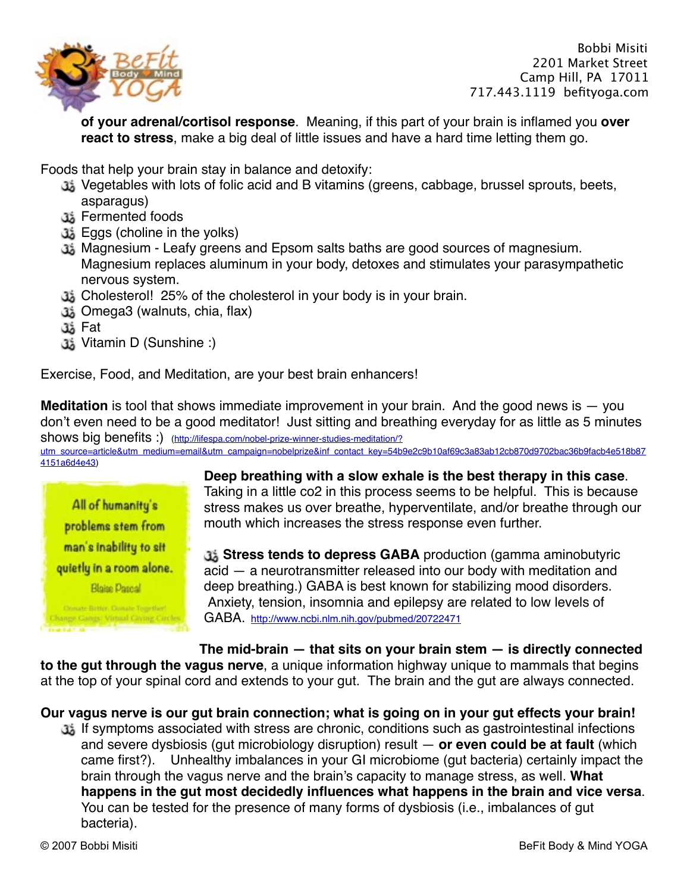**of your adrenal/cortisol response**. Meaning, if this part of your brain is inflamed you **over react to stress**, make a big deal of little issues and have a hard time letting them go.

Foods that help your brain stay in balance and detoxify:

- Vegetables with lots of folic acid and B vitamins (greens, cabbage, brussel sprouts, beets, asparagus)
- Fermented foods
- Eggs (choline in the yolks)
- Magnesium - Leafy greens and Epsom salts baths are good sources of magnesium. Magnesium replaces aluminum in your body, detoxes and stimulates your parasympathetic nervous system.
- Cholesterol! 25% of the cholesterol in your body is in your brain.
- Omega3 (walnuts, chia, flax)
- Fat
- Vitamin D (Sunshine :)

Exercise, Food, and Meditation, are your best brain enhancers!

**Meditation** is tool that shows immediate improvement in your brain. And the good news is — you don't even need to be a good meditator! Just sitting and breathing everyday for as little as 5 minutes shows big benefits :) (http://lifespa.com/nobel-prize-winner-studies-meditation/?utm_source=article&utm_medium=email&utm_campaign=nobelprize&inf_contact_key=54b9e2c9b10af69c3a83ab12cb870d9702bac36b9facb4e518b874151a6d4e43)

All of humanity's problems stem from man's inability to sit quietly in a room alone.
Blaise Pascal

**Deep breathing with a slow exhale is the best therapy in this case**. Taking in a little co2 in this process seems to be helpful. This is because stress makes us over breathe, hyperventilate, and/or breathe through our mouth which increases the stress response even further.

- **Stress tends to depress GABA** production (gamma aminobutyric acid — a neurotransmitter released into our body with meditation and deep breathing.) GABA is best known for stabilizing mood disorders. Anxiety, tension, insomnia and epilepsy are related to low levels of GABA. http://www.ncbi.nlm.nih.gov/pubmed/20722471

**The mid-brain — that sits on your brain stem — is directly connected to the gut through the vagus nerve**, a unique information highway unique to mammals that begins at the top of your spinal cord and extends to your gut. The brain and the gut are always connected.

**Our vagus nerve is our gut brain connection; what is going on in your gut effects your brain!**

- If symptoms associated with stress are chronic, conditions such as gastrointestinal infections and severe dysbiosis (gut microbiology disruption) result — **or even could be at fault** (which came first?). Unhealthy imbalances in your GI microbiome (gut bacteria) certainly impact the brain through the vagus nerve and the brain's capacity to manage stress, as well. **What happens in the gut most decidedly influences what happens in the brain and vice versa**. You can be tested for the presence of many forms of dysbiosis (i.e., imbalances of gut bacteria).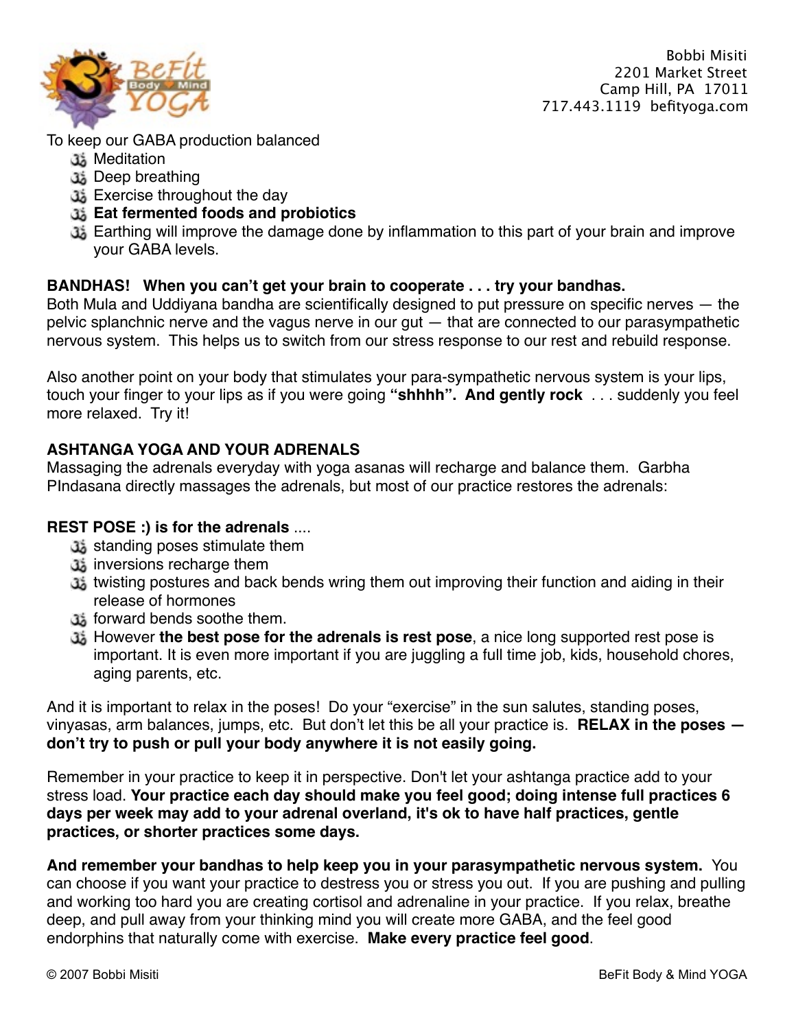To keep our GABA production balanced

- Meditation
- Deep breathing
- Exercise throughout the day
- **Eat fermented foods and probiotics**
- Earthing will improve the damage done by inflammation to this part of your brain and improve your GABA levels.

**BANDHAS! When you can't get your brain to cooperate . . . try your bandhas.**
Both Mula and Uddiyana bandha are scientifically designed to put pressure on specific nerves — the pelvic splanchnic nerve and the vagus nerve in our gut — that are connected to our parasympathetic nervous system. This helps us to switch from our stress response to our rest and rebuild response.

Also another point on your body that stimulates your para-sympathetic nervous system is your lips, touch your finger to your lips as if you were going **"shhhh". And gently rock** . . . suddenly you feel more relaxed. Try it!

**ASHTANGA YOGA AND YOUR ADRENALS**
Massaging the adrenals everyday with yoga asanas will recharge and balance them. Garbha PIndasana directly massages the adrenals, but most of our practice restores the adrenals:

**REST POSE :) is for the adrenals** ....

- standing poses stimulate them
- inversions recharge them
- twisting postures and back bends wring them out improving their function and aiding in their release of hormones
- forward bends soothe them.
- However **the best pose for the adrenals is rest pose**, a nice long supported rest pose is important. It is even more important if you are juggling a full time job, kids, household chores, aging parents, etc.

And it is important to relax in the poses! Do your "exercise" in the sun salutes, standing poses, vinyasas, arm balances, jumps, etc. But don't let this be all your practice is. **RELAX in the poses — don't try to push or pull your body anywhere it is not easily going.**

Remember in your practice to keep it in perspective. Don't let your ashtanga practice add to your stress load. **Your practice each day should make you feel good; doing intense full practices 6 days per week may add to your adrenal overland, it's ok to have half practices, gentle practices, or shorter practices some days.**

**And remember your bandhas to help keep you in your parasympathetic nervous system.** You can choose if you want your practice to destress you or stress you out. If you are pushing and pulling and working too hard you are creating cortisol and adrenaline in your practice. If you relax, breathe deep, and pull away from your thinking mind you will create more GABA, and the feel good endorphins that naturally come with exercise. **Make every practice feel good**.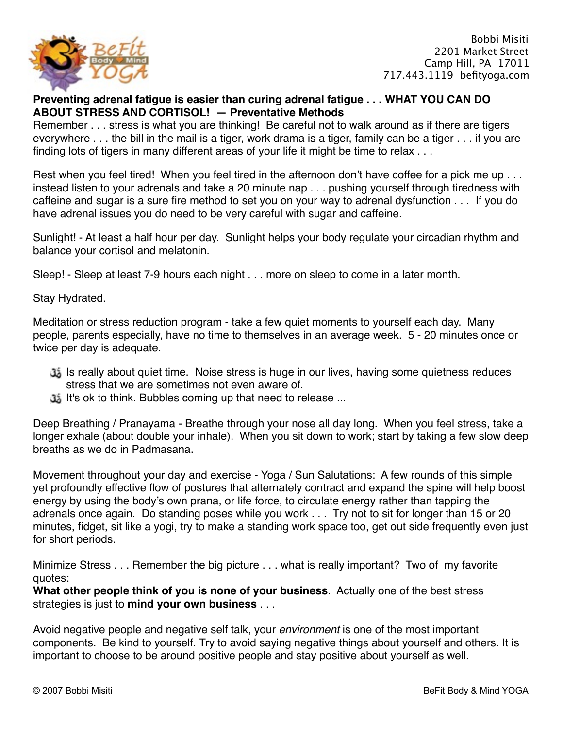Bobbi Misiti
2201 Market Street
Camp Hill, PA 17011
717.443.1119 befityoga.com

**<u>Preventing adrenal fatigue is easier than curing adrenal fatigue . . . WHAT YOU CAN DO ABOUT STRESS AND CORTISOL! — Preventative Methods</u>**

Remember . . . stress is what you are thinking! Be careful not to walk around as if there are tigers everywhere . . . the bill in the mail is a tiger, work drama is a tiger, family can be a tiger . . . if you are finding lots of tigers in many different areas of your life it might be time to relax . . .

Rest when you feel tired! When you feel tired in the afternoon don't have coffee for a pick me up . . . instead listen to your adrenals and take a 20 minute nap . . . pushing yourself through tiredness with caffeine and sugar is a sure fire method to set you on your way to adrenal dysfunction . . . If you do have adrenal issues you do need to be very careful with sugar and caffeine.

Sunlight! - At least a half hour per day. Sunlight helps your body regulate your circadian rhythm and balance your cortisol and melatonin.

Sleep! - Sleep at least 7-9 hours each night . . . more on sleep to come in a later month.

Stay Hydrated.

Meditation or stress reduction program - take a few quiet moments to yourself each day. Many people, parents especially, have no time to themselves in an average week. 5 - 20 minutes once or twice per day is adequate.

- Is really about quiet time. Noise stress is huge in our lives, having some quietness reduces stress that we are sometimes not even aware of.
- It's ok to think. Bubbles coming up that need to release ...

Deep Breathing / Pranayama - Breathe through your nose all day long. When you feel stress, take a longer exhale (about double your inhale). When you sit down to work; start by taking a few slow deep breaths as we do in Padmasana.

Movement throughout your day and exercise - Yoga / Sun Salutations: A few rounds of this simple yet profoundly effective flow of postures that alternately contract and expand the spine will help boost energy by using the body's own prana, or life force, to circulate energy rather than tapping the adrenals once again. Do standing poses while you work . . . Try not to sit for longer than 15 or 20 minutes, fidget, sit like a yogi, try to make a standing work space too, get out side frequently even just for short periods.

Minimize Stress . . . Remember the big picture . . . what is really important? Two of my favorite quotes:
**What other people think of you is none of your business**. Actually one of the best stress strategies is just to **mind your own business** . . .

Avoid negative people and negative self talk, your *environment* is one of the most important components. Be kind to yourself. Try to avoid saying negative things about yourself and others. It is important to choose to be around positive people and stay positive about yourself as well.

© 2007 Bobbi Misiti BeFit Body & Mind YOGA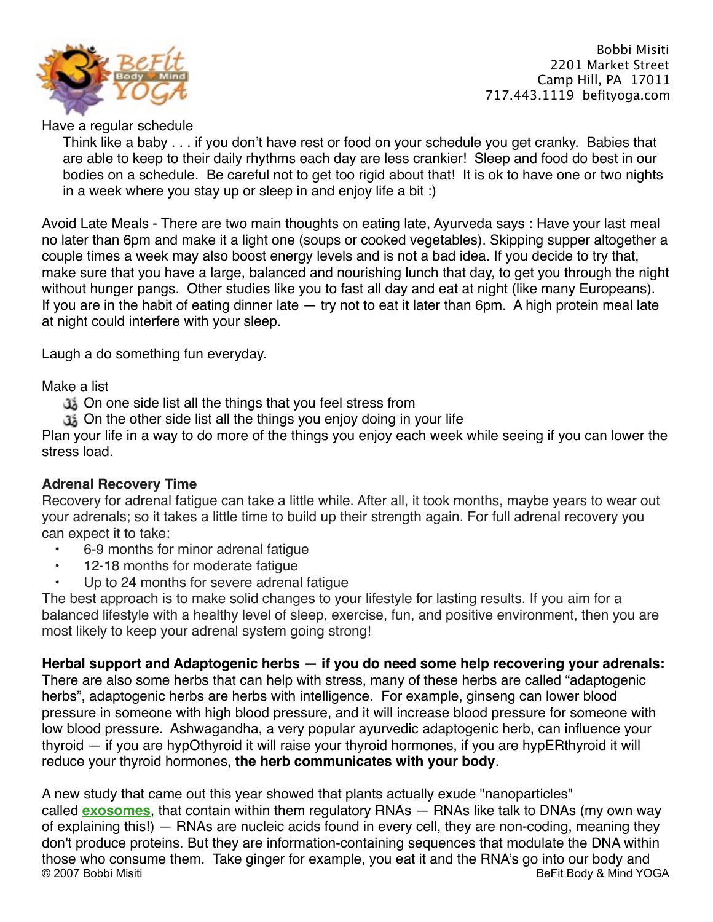Have a regular schedule

Think like a baby . . . if you don't have rest or food on your schedule you get cranky. Babies that are able to keep to their daily rhythms each day are less crankier! Sleep and food do best in our bodies on a schedule. Be careful not to get too rigid about that! It is ok to have one or two nights in a week where you stay up or sleep in and enjoy life a bit :)

Avoid Late Meals - There are two main thoughts on eating late, Ayurveda says : Have your last meal no later than 6pm and make it a light one (soups or cooked vegetables). Skipping supper altogether a couple times a week may also boost energy levels and is not a bad idea. If you decide to try that, make sure that you have a large, balanced and nourishing lunch that day, to get you through the night without hunger pangs. Other studies like you to fast all day and eat at night (like many Europeans). If you are in the habit of eating dinner late — try not to eat it later than 6pm. A high protein meal late at night could interfere with your sleep.

Laugh a do something fun everyday.

Make a list

- On one side list all the things that you feel stress from
- On the other side list all the things you enjoy doing in your life

Plan your life in a way to do more of the things you enjoy each week while seeing if you can lower the stress load.

**Adrenal Recovery Time**

Recovery for adrenal fatigue can take a little while. After all, it took months, maybe years to wear out your adrenals; so it takes a little time to build up their strength again. For full adrenal recovery you can expect it to take:

- 6-9 months for minor adrenal fatigue
- 12-18 months for moderate fatigue
- Up to 24 months for severe adrenal fatigue

The best approach is to make solid changes to your lifestyle for lasting results. If you aim for a balanced lifestyle with a healthy level of sleep, exercise, fun, and positive environment, then you are most likely to keep your adrenal system going strong!

**Herbal support and Adaptogenic herbs — if you do need some help recovering your adrenals:**
There are also some herbs that can help with stress, many of these herbs are called "adaptogenic herbs", adaptogenic herbs are herbs with intelligence. For example, ginseng can lower blood pressure in someone with high blood pressure, and it will increase blood pressure for someone with low blood pressure. Ashwagandha, a very popular ayurvedic adaptogenic herb, can influence your thyroid — if you are hypOthyroid it will raise your thyroid hormones, if you are hypERthyroid it will reduce your thyroid hormones, **the herb communicates with your body**.

A new study that came out this year showed that plants actually exude "nanoparticles" called **exosomes**, that contain within them regulatory RNAs — RNAs like talk to DNAs (my own way of explaining this!) — RNAs are nucleic acids found in every cell, they are non-coding, meaning they don't produce proteins. But they are information-containing sequences that modulate the DNA within those who consume them. Take ginger for example, you eat it and the RNA's go into our body and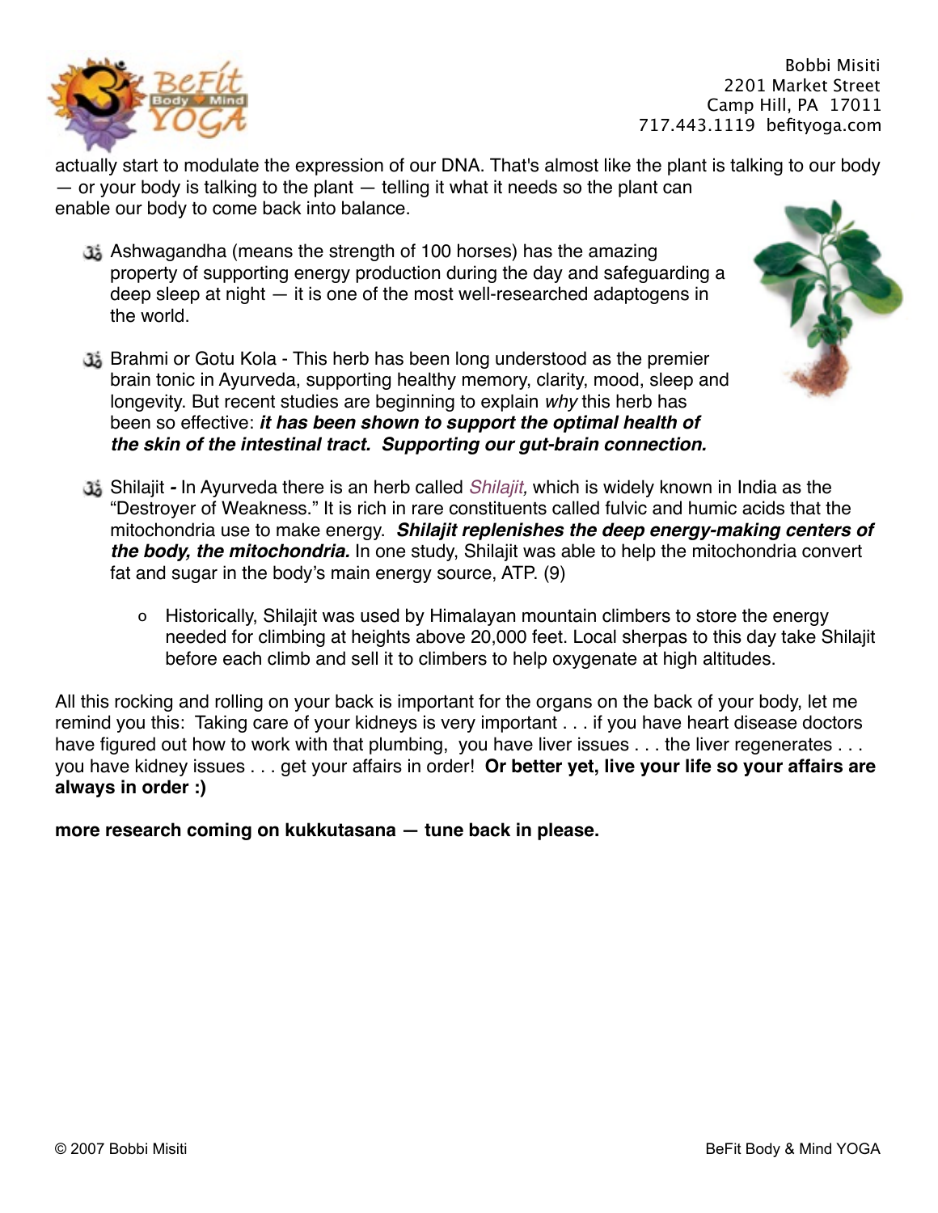actually start to modulate the expression of our DNA. That's almost like the plant is talking to our body — or your body is talking to the plant — telling it what it needs so the plant can enable our body to come back into balance.

- Ashwagandha (means the strength of 100 horses) has the amazing property of supporting energy production during the day and safeguarding a deep sleep at night — it is one of the most well-researched adaptogens in the world.

- Brahmi or Gotu Kola - This herb has been long understood as the premier brain tonic in Ayurveda, supporting healthy memory, clarity, mood, sleep and longevity. But recent studies are beginning to explain *why* this herb has been so effective: ***it has been shown to support the optimal health of the skin of the intestinal tract. Supporting our gut-brain connection.***

- Shilajit **-** In Ayurveda there is an herb called *Shilajit,* which is widely known in India as the "Destroyer of Weakness." It is rich in rare constituents called fulvic and humic acids that the mitochondria use to make energy. ***Shilajit replenishes the deep energy-making centers of the body, the mitochondria.*** In one study, Shilajit was able to help the mitochondria convert fat and sugar in the body's main energy source, ATP. (9)

  - Historically, Shilajit was used by Himalayan mountain climbers to store the energy needed for climbing at heights above 20,000 feet. Local sherpas to this day take Shilajit before each climb and sell it to climbers to help oxygenate at high altitudes.

All this rocking and rolling on your back is important for the organs on the back of your body, let me remind you this: Taking care of your kidneys is very important . . . if you have heart disease doctors have figured out how to work with that plumbing, you have liver issues . . . the liver regenerates . . . you have kidney issues . . . get your affairs in order! **Or better yet, live your life so your affairs are always in order :)**

**more research coming on kukkutasana — tune back in please.**